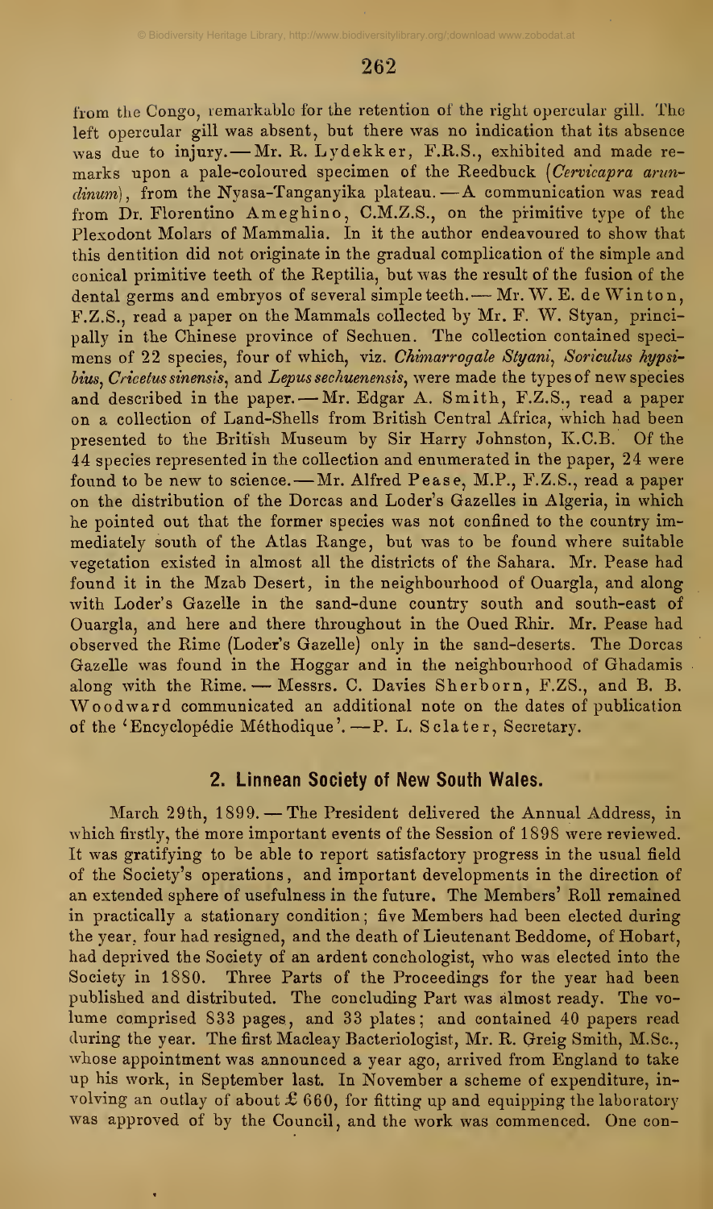from the Congo, remarkable for the retention of the right opercular gill. The left opercular gill was absent, but there was no indication that its absence was due to injury. — Mr. R. Lydekker, F.R.S., exhibited and made remarks upon a pale-coloured specimen of the Reedbuck (*Cervicapra arundinum*), from the Nyasa-Tanganyika plateau. — A communication was read from Dr. Florentino Ameghino, C.M.Z.S., on the primitive type of the Plexodont Molars of Mammalia. In it the author endeavoured to show that this dentition did not originate in the gradual complication of the simple and conical primitive teeth of the Reptilia, but was the result of the fusion of the dental germs and embryos of several simple teeth. — Mr. W. E. de Winton, F.Z.S., read a paper on the Mammals collected by Mr. F. W. Styan, principally in the Chinese province of Sechuen. The collection contained specimens of 22 species, four of which, viz. *Chimarrogale Styani*, *Soriculus hypsibius*, *Cricetus sinensis*, and *Lepus sechuenensis*, were made the types of new species and described in the paper. — Mr. Edgar A. Smith, F.Z.S., read a paper on a collection of Land-Shells from British Central Africa, which had been presented to the British Museum by Sir Harry Johnston, K.C.B. Of the 44 species represented in the collection and enumerated in the paper, 24 were found to be new to science. — Mr. Alfred Pease, M.P., F.Z.S., read a paper on the distribution of the Dorcas and Loder's Gazelles in Algeria, in which he pointed out that the former species was not confined to the country immediately south of the Atlas Range, but was to be found where suitable vegetation existed in almost all the districts of the Sahara. Mr. Pease had found it in the Mzab Desert, in the neighbourhood of Ouargla, and along with Loder's Gazelle in the sand-dune country south and south-east of Ouargla, and here and there throughout in the Oued Rhir. Mr. Pease had observed the Rime (Loder's Gazelle) only in the sand-deserts. The Dorcas Gazelle was found in the Hoggar and in the neighbourhood of Ghadamis along with the Rime. — Messrs. C. Davies Sherborn, F.ZS., and B. B. Woodward communicated an additional note on the dates of publication of the 'Encyclopédie Méthodique'. — P. L. Sclater, Secretary.

## 2. Linnean Society of New South Wales.

March 29th, 1899. — The President delivered the Annual Address, in which firstly, the more important events of the Session of 1898 were reviewed. It was gratifying to be able to report satisfactory progress in the usual field of the Society's operations, and important developments in the direction of an extended sphere of usefulness in the future. The Members' Roll remained in practically a stationary condition; five Members had been elected during the year, four had resigned, and the death of Lieutenant Beddome, of Hobart, had deprived the Society of an ardent conchologist, who was elected into the Society in 1880. Three Parts of the Proceedings for the year had been published and distributed. The concluding Part was almost ready. The volume comprised 833 pages, and 33 plates; and contained 40 papers read during the year. The first Macleay Bacteriologist, Mr. R. Greig Smith, M.Sc., whose appointment was announced a year ago, arrived from England to take up his work, in September last. In November a scheme of expenditure, involving an outlay of about £ 660, for fitting up and equipping the laboratory was approved of by the Council, and the work was commenced. One con-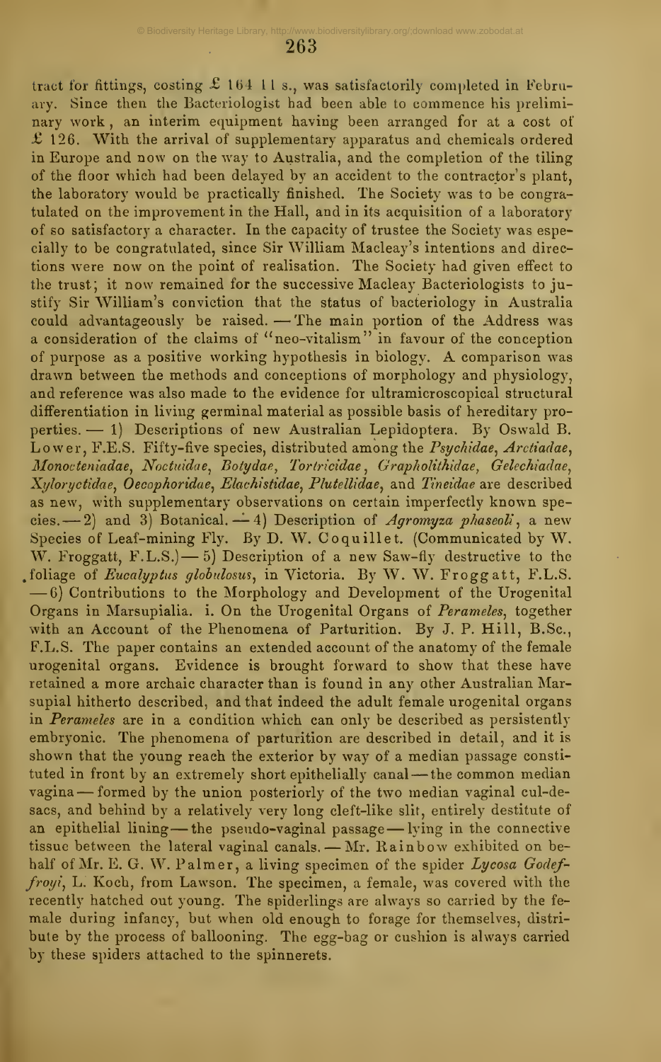tract for fittings, costing £ 164 11 s., was satisfactorily completed in February. Since then the Bacteriologist had been able to commence his preliminary work, an interim equipment having been arranged for at a cost of £ 126. With the arrival of supplementary apparatus and chemicals ordered in Europe and now on the way to Australia, and the completion of the tiling of the floor which had been delayed by an accident to the contractor's plant, the laboratory would be practically finished. The Society was to be congratulated on the improvement in the Hall, and in its acquisition of a laboratory of so satisfactory a character. In the capacity of trustee the Society was especially to be congratulated, since Sir William Macleay's intentions and directions were now on the point of realisation. The Society had given effect to the trust; it now remained for the successive Macleay Bacteriologists to justify Sir William's conviction that the status of bacteriology in Australia could advantageously be raised. — The main portion of the Address was a consideration of the claims of "neo-vitalism" in favour of the conception of purpose as a positive working hypothesis in biology. A comparison was drawn between the methods and conceptions of morphology and physiology, and reference was also made to the evidence for ultramicroscopical structural differentiation in living germinal material as possible basis of hereditary properties. — 1) Descriptions of new Australian Lepidoptera. By Oswald B. Lower, F.E.S. Fifty-five species, distributed among the *Psychidae*, *Arctiadae*, *Monocteniadae*, *Noctuidae*, *Botydae*, *Tortricidae*, *Grapholithidae*, *Gelechiadae*, *Xyloryctidae*, *Oecophoridae*, *Elachistidae*, *Plutellidae*, and *Tineidae* are described as new, with supplementary observations on certain imperfectly known species. — 2) and 3) Botanical. — 4) Description of *Agromyza phaseoli*, a new Species of Leaf-mining Fly. By D. W. Coquillet. (Communicated by W. W. Froggatt, F.L.S.) — 5) Description of a new Saw-fly destructive to the foliage of *Eucalyptus globulosus*, in Victoria. By W. W. Froggatt, F.L.S. — 6) Contributions to the Morphology and Development of the Urogenital Organs in Marsupialia. i. On the Urogenital Organs of *Perameles*, together with an Account of the Phenomena of Parturition. By J. P. Hill, B.Sc., F.L.S. The paper contains an extended account of the anatomy of the female urogenital organs. Evidence is brought forward to show that these have retained a more archaic character than is found in any other Australian Marsupial hitherto described, and that indeed the adult female urogenital organs in *Perameles* are in a condition which can only be described as persistently embryonic. The phenomena of parturition are described in detail, and it is shown that the young reach the exterior by way of a median passage constituted in front by an extremely short epithelially canal — the common median vagina — formed by the union posteriorly of the two median vaginal cul-de-sacs, and behind by a relatively very long cleft-like slit, entirely destitute of an epithelial lining — the pseudo-vaginal passage — lying in the connective tissue between the lateral vaginal canals. — Mr. Rainbow exhibited on behalf of Mr. E. G. W. Palmer, a living specimen of the spider *Lycosa Godeffroyi*, L. Koch, from Lawson. The specimen, a female, was covered with the recently hatched out young. The spiderlings are always so carried by the female during infancy, but when old enough to forage for themselves, distribute by the process of ballooning. The egg-bag or cushion is always carried by these spiders attached to the spinnerets.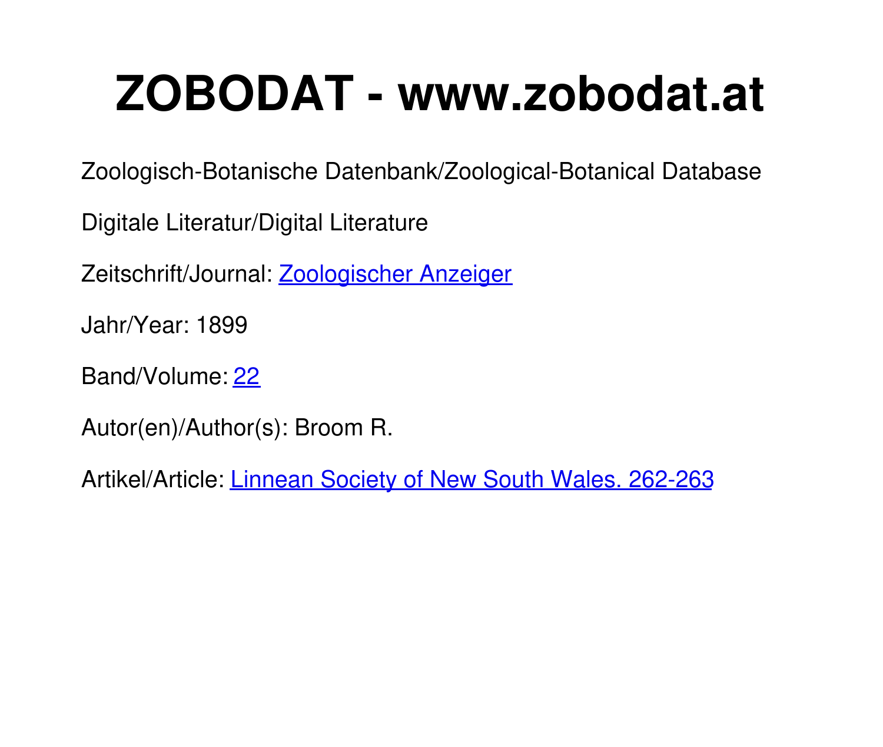# ZOBODAT - www.zobodat.at

Zoologisch-Botanische Datenbank/Zoological-Botanical Database

Digitale Literatur/Digital Literature

Zeitschrift/Journal: Zoologischer Anzeiger

Jahr/Year: 1899

Band/Volume: 22

Autor(en)/Author(s): Broom R.

Artikel/Article: Linnean Society of New South Wales. 262-263